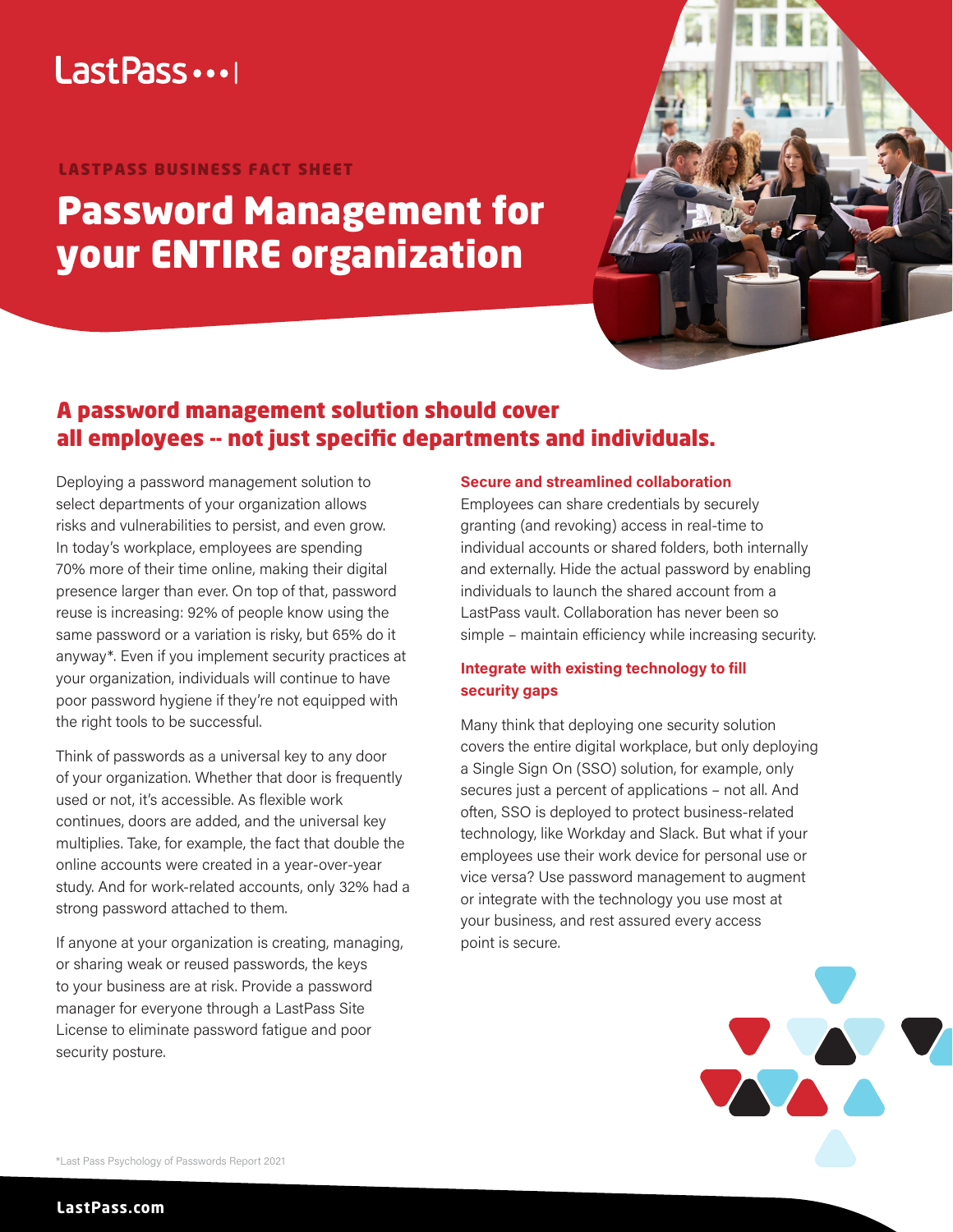LastPass

LASTPASS BUSINESS FACT SHEET

# Password Management for your ENTIRE organization

## A password management solution should cover all employees -- not just specific departments and individuals.

Deploying a password management solution to select departments of your organization allows risks and vulnerabilities to persist, and even grow. In today's workplace, employees are spending 70% more of their time online, making their digital presence larger than ever. On top of that, password reuse is increasing: 92% of people know using the same password or a variation is risky, but 65% do it anyway*. Even if you implement security practices at your organization, individuals will continue to have poor password hygiene if they're not equipped with the right tools to be successful.

Think of passwords as a universal key to any door of your organization. Whether that door is frequently used or not, it's accessible. As flexible work continues, doors are added, and the universal key multiplies. Take, for example, the fact that double the online accounts were created in a year-over-year study. And for work-related accounts, only 32% had a strong password attached to them.

If anyone at your organization is creating, managing, or sharing weak or reused passwords, the keys to your business are at risk. Provide a password manager for everyone through a LastPass Site License to eliminate password fatigue and poor security posture.

### Secure and streamlined collaboration

Employees can share credentials by securely granting (and revoking) access in real-time to individual accounts or shared folders, both internally and externally. Hide the actual password by enabling individuals to launch the shared account from a LastPass vault. Collaboration has never been so simple – maintain efficiency while increasing security.

### Integrate with existing technology to fill security gaps

Many think that deploying one security solution covers the entire digital workplace, but only deploying a Single Sign On (SSO) solution, for example, only secures just a percent of applications – not all. And often, SSO is deployed to protect business-related technology, like Workday and Slack. But what if your employees use their work device for personal use or vice versa? Use password management to augment or integrate with the technology you use most at your business, and rest assured every access point is secure.

*Last Pass Psychology of Passwords Report 2021

LastPass.com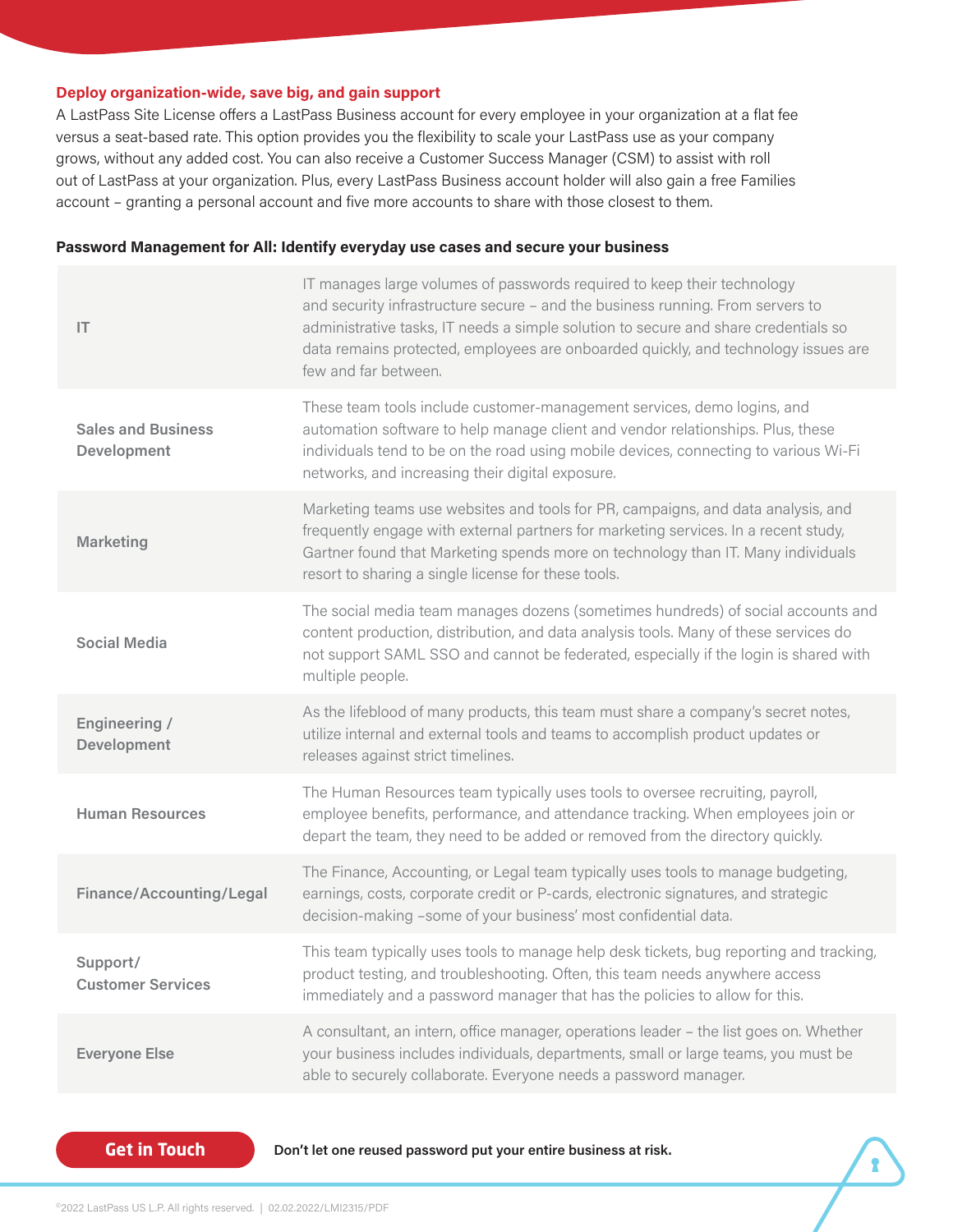### Deploy organization-wide, save big, and gain support

A LastPass Site License offers a LastPass Business account for every employee in your organization at a flat fee versus a seat-based rate. This option provides you the flexibility to scale your LastPass use as your company grows, without any added cost. You can also receive a Customer Success Manager (CSM) to assist with roll out of LastPass at your organization. Plus, every LastPass Business account holder will also gain a free Families account – granting a personal account and five more accounts to share with those closest to them.

**Password Management for All: Identify everyday use cases and secure your business**

| | |
|---|---|
| **IT** | IT manages large volumes of passwords required to keep their technology and security infrastructure secure – and the business running. From servers to administrative tasks, IT needs a simple solution to secure and share credentials so data remains protected, employees are onboarded quickly, and technology issues are few and far between. |
| **Sales and Business Development** | These team tools include customer-management services, demo logins, and automation software to help manage client and vendor relationships. Plus, these individuals tend to be on the road using mobile devices, connecting to various Wi-Fi networks, and increasing their digital exposure. |
| **Marketing** | Marketing teams use websites and tools for PR, campaigns, and data analysis, and frequently engage with external partners for marketing services. In a recent study, Gartner found that Marketing spends more on technology than IT. Many individuals resort to sharing a single license for these tools. |
| **Social Media** | The social media team manages dozens (sometimes hundreds) of social accounts and content production, distribution, and data analysis tools. Many of these services do not support SAML SSO and cannot be federated, especially if the login is shared with multiple people. |
| **Engineering / Development** | As the lifeblood of many products, this team must share a company's secret notes, utilize internal and external tools and teams to accomplish product updates or releases against strict timelines. |
| **Human Resources** | The Human Resources team typically uses tools to oversee recruiting, payroll, employee benefits, performance, and attendance tracking. When employees join or depart the team, they need to be added or removed from the directory quickly. |
| **Finance/Accounting/Legal** | The Finance, Accounting, or Legal team typically uses tools to manage budgeting, earnings, costs, corporate credit or P-cards, electronic signatures, and strategic decision-making –some of your business' most confidential data. |
| **Support/ Customer Services** | This team typically uses tools to manage help desk tickets, bug reporting and tracking, product testing, and troubleshooting. Often, this team needs anywhere access immediately and a password manager that has the policies to allow for this. |
| **Everyone Else** | A consultant, an intern, office manager, operations leader – the list goes on. Whether your business includes individuals, departments, small or large teams, you must be able to securely collaborate. Everyone needs a password manager. |

**Get in Touch**

**Don't let one reused password put your entire business at risk.**

©2022 LastPass US L.P. All rights reserved. | 02.02.2022/LMI2315/PDF